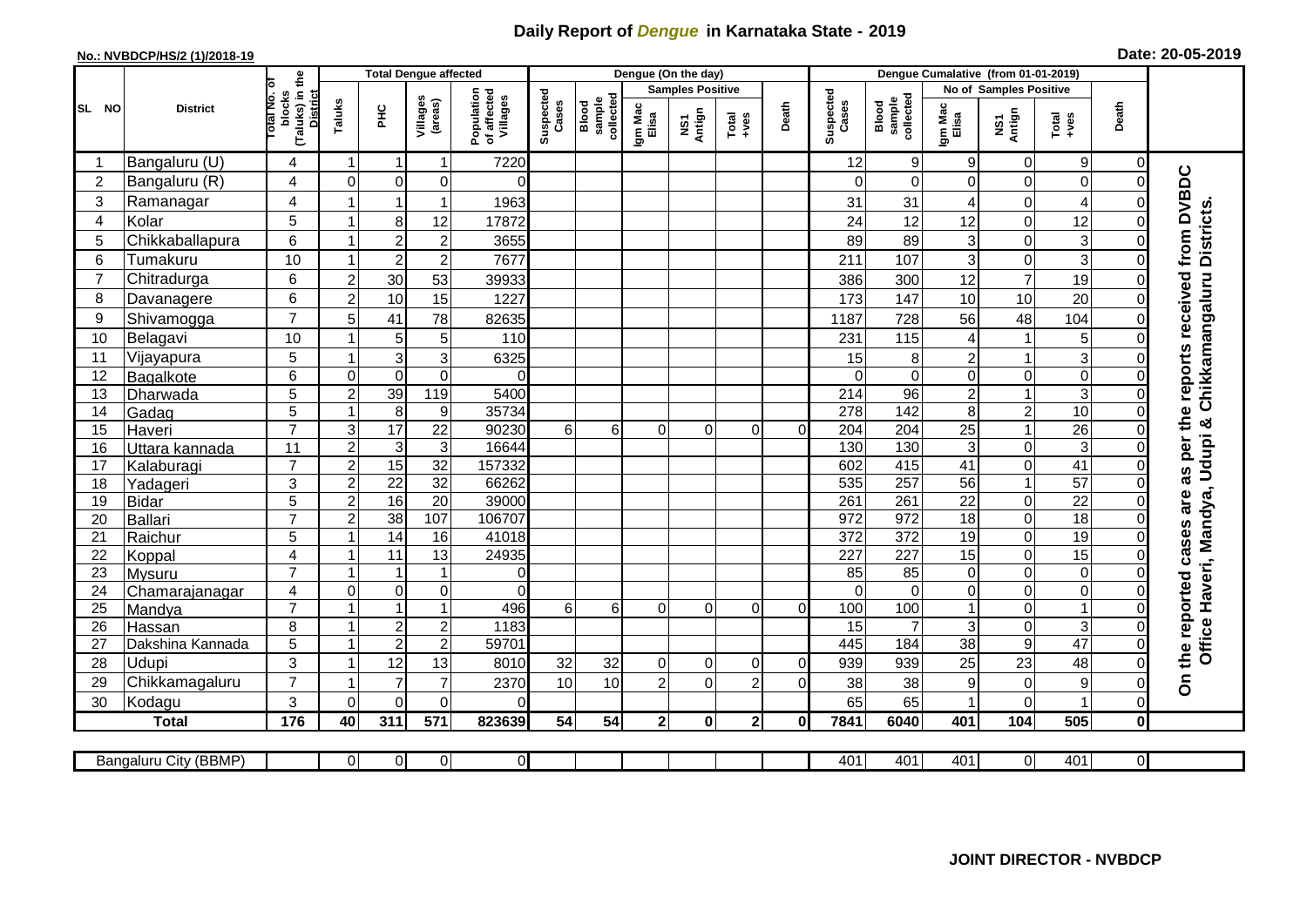# Daily Report of *Dengue* in Karnataka State - 2019

**No.: NVBDCP/HS/2 (1)/2018-19**

**Date: 20-05-2019**

| SL NO | District | Total No. of blocks (Taluks) in the District | Total Dengue affected | | | | Dengue (On the day) | | | | | | | Dengue Cumalative (from 01-01-2019) | | | | | | | |
|---|---|---|---|---|---|---|---|---|---|---|---|---|---|---|---|---|---|---|---|---|
| | | | Taluks | PHC | Villages (areas) | Population of affected Villages | Suspected Cases | Blood sample collected | Samples Positive | | | Death | Suspected Cases | Blood sample collected | No of Samples Positive | | | Death | |
| | | | | | | | | | Igm Mac Elisa | NS1 Antign | Total +ves | | | | Igm Mac Elisa | NS1 Antign | Total +ves | | |
| 1 | Bangaluru (U) | 4 | 1 | 1 | 1 | 7220 | | | | | | | 12 | 9 | 9 | 0 | 9 | 0 | On the reported cases are as per the reports received from DVBDC Office Haveri, Mandya, Udupi & Chikkamangaluru Districts. |
| 2 | Bangaluru (R) | 4 | 0 | 0 | 0 | 0 | | | | | | | 0 | 0 | 0 | 0 | 0 | 0 | |
| 3 | Ramanagar | 4 | 1 | 1 | 1 | 1963 | | | | | | | 31 | 31 | 4 | 0 | 4 | 0 | |
| 4 | Kolar | 5 | 1 | 8 | 12 | 17872 | | | | | | | 24 | 12 | 12 | 0 | 12 | 0 | |
| 5 | Chikkaballapura | 6 | 1 | 2 | 2 | 3655 | | | | | | | 89 | 89 | 3 | 0 | 3 | 0 | |
| 6 | Tumakuru | 10 | 1 | 2 | 2 | 7677 | | | | | | | 211 | 107 | 3 | 0 | 3 | 0 | |
| 7 | Chitradurga | 6 | 2 | 30 | 53 | 39933 | | | | | | | 386 | 300 | 12 | 7 | 19 | 0 | |
| 8 | Davanagere | 6 | 2 | 10 | 15 | 1227 | | | | | | | 173 | 147 | 10 | 10 | 20 | 0 | |
| 9 | Shivamogga | 7 | 5 | 41 | 78 | 82635 | | | | | | | 1187 | 728 | 56 | 48 | 104 | 0 | |
| 10 | Belagavi | 10 | 1 | 5 | 5 | 110 | | | | | | | 231 | 115 | 4 | 1 | 5 | 0 | |
| 11 | Vijayapura | 5 | 1 | 3 | 3 | 6325 | | | | | | | 15 | 8 | 2 | 1 | 3 | 0 | |
| 12 | Bagalkote | 6 | 0 | 0 | 0 | 0 | | | | | | | 0 | 0 | 0 | 0 | 0 | 0 | |
| 13 | Dharwada | 5 | 2 | 39 | 119 | 5400 | | | | | | | 214 | 96 | 2 | 1 | 3 | 0 | |
| 14 | Gadag | 5 | 1 | 8 | 9 | 35734 | | | | | | | 278 | 142 | 8 | 2 | 10 | 0 | |
| 15 | Haveri | 7 | 3 | 17 | 22 | 90230 | 6 | 6 | 0 | 0 | 0 | 0 | 204 | 204 | 25 | 1 | 26 | 0 | |
| 16 | Uttara kannada | 11 | 2 | 3 | 3 | 16644 | | | | | | | 130 | 130 | 3 | 0 | 3 | 0 | |
| 17 | Kalaburagi | 7 | 2 | 15 | 32 | 157332 | | | | | | | 602 | 415 | 41 | 0 | 41 | 0 | |
| 18 | Yadageri | 3 | 2 | 22 | 32 | 66262 | | | | | | | 535 | 257 | 56 | 1 | 57 | 0 | |
| 19 | Bidar | 5 | 2 | 16 | 20 | 39000 | | | | | | | 261 | 261 | 22 | 0 | 22 | 0 | |
| 20 | Ballari | 7 | 2 | 38 | 107 | 106707 | | | | | | | 972 | 972 | 18 | 0 | 18 | 0 | |
| 21 | Raichur | 5 | 1 | 14 | 16 | 41018 | | | | | | | 372 | 372 | 19 | 0 | 19 | 0 | |
| 22 | Koppal | 4 | 1 | 11 | 13 | 24935 | | | | | | | 227 | 227 | 15 | 0 | 15 | 0 | |
| 23 | Mysuru | 7 | 1 | 1 | 1 | 0 | | | | | | | 85 | 85 | 0 | 0 | 0 | 0 | |
| 24 | Chamarajanagar | 4 | 0 | 0 | 0 | 0 | | | | | | | 0 | 0 | 0 | 0 | 0 | 0 | |
| 25 | Mandya | 7 | 1 | 1 | 1 | 496 | 6 | 6 | 0 | 0 | 0 | 0 | 100 | 100 | 1 | 0 | 1 | 0 | |
| 26 | Hassan | 8 | 1 | 2 | 2 | 1183 | | | | | | | 15 | 7 | 3 | 0 | 3 | 0 | |
| 27 | Dakshina Kannada | 5 | 1 | 2 | 2 | 59701 | | | | | | | 445 | 184 | 38 | 9 | 47 | 0 | |
| 28 | Udupi | 3 | 1 | 12 | 13 | 8010 | 32 | 32 | 0 | 0 | 0 | 0 | 939 | 939 | 25 | 23 | 48 | 0 | |
| 29 | Chikkamagaluru | 7 | 1 | 7 | 7 | 2370 | 10 | 10 | 2 | 0 | 2 | 0 | 38 | 38 | 9 | 0 | 9 | 0 | |
| 30 | Kodagu | 3 | 0 | 0 | 0 | 0 | | | | | | | 65 | 65 | 1 | 0 | 1 | 0 | |
| | **Total** | **176** | **40** | **311** | **571** | **823639** | **54** | **54** | **2** | **0** | **2** | **0** | **7841** | **6040** | **401** | **104** | **505** | **0** | |

| Bangaluru City (BBMP) | | 0 | 0 | 0 | 0 | | | | | | | 401 | 401 | 401 | 0 | 401 | 0 |
|---|---|---|---|---|---|---|---|---|---|---|---|---|---|---|---|---|---|

**JOINT DIRECTOR - NVBDCP**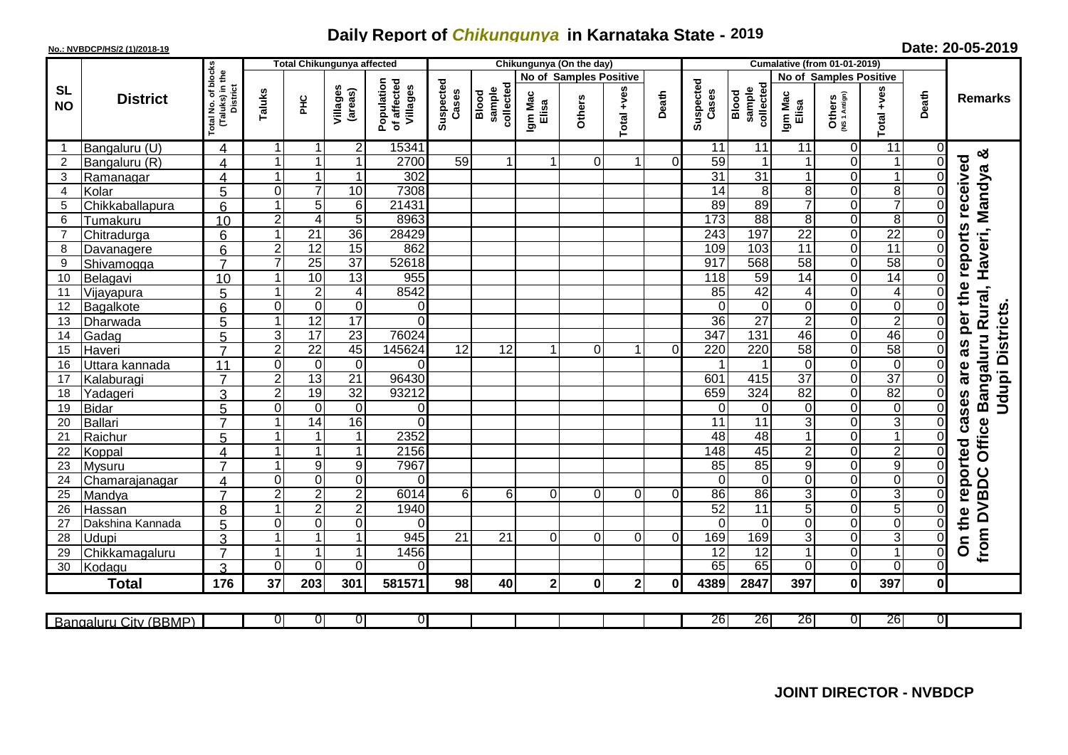# Daily Report of *Chikungunya* in Karnataka State - 2019

**No.: NVBDCP/HS/2 (1)/2018-19**

**Date: 20-05-2019**

| SL NO | District | Total No. of blocks (Taluks) in the District | Total Chikungunya affected | | | | Chikungunya (On the day) | | | | | | Cumalative (from 01-01-2019) | | | | | | Remarks |
|---|---|---|---|---|---|---|---|---|---|---|---|---|---|---|---|---|---|---|---|
| | | | Taluks | PHC | Villages (areas) | Population of affected Villages | Suspected Cases | Blood sample collected | No of Samples Positive | | | Death | Suspected Cases | Blood sample collected | No of Samples Positive | | | Death | |
| | | | | | | | | | Igm Mac Elisa | Others | Total +ves | | | | Igm Mac Elisa | Others (NS 1 Antign) | Total +ves | | |
| 1 | Bangaluru (U) | 4 | 1 | 1 | 2 | 15341 | | | | | | | 11 | 11 | 11 | 0 | 11 | 0 | On the reported cases are as per the reports received from DVBDC Office Bangaluru Rural, Haveri, Mandya & Udupi Districts. |
| 2 | Bangaluru (R) | 4 | 1 | 1 | 1 | 2700 | 59 | 1 | 1 | 0 | 1 | 0 | 59 | 1 | 1 | 0 | 1 | 0 | |
| 3 | Ramanagar | 4 | 1 | 1 | 1 | 302 | | | | | | | 31 | 31 | 1 | 0 | 1 | 0 | |
| 4 | Kolar | 5 | 0 | 7 | 10 | 7308 | | | | | | | 14 | 8 | 8 | 0 | 8 | 0 | |
| 5 | Chikkaballapura | 6 | 1 | 5 | 6 | 21431 | | | | | | | 89 | 89 | 7 | 0 | 7 | 0 | |
| 6 | Tumakuru | 10 | 2 | 4 | 5 | 8963 | | | | | | | 173 | 88 | 8 | 0 | 8 | 0 | |
| 7 | Chitradurga | 6 | 1 | 21 | 36 | 28429 | | | | | | | 243 | 197 | 22 | 0 | 22 | 0 | |
| 8 | Davanagere | 6 | 2 | 12 | 15 | 862 | | | | | | | 109 | 103 | 11 | 0 | 11 | 0 | |
| 9 | Shivamogga | 7 | 7 | 25 | 37 | 52618 | | | | | | | 917 | 568 | 58 | 0 | 58 | 0 | |
| 10 | Belagavi | 10 | 1 | 10 | 13 | 955 | | | | | | | 118 | 59 | 14 | 0 | 14 | 0 | |
| 11 | Vijayapura | 5 | 1 | 2 | 4 | 8542 | | | | | | | 85 | 42 | 4 | 0 | 4 | 0 | |
| 12 | Bagalkote | 6 | 0 | 0 | 0 | 0 | | | | | | | 0 | 0 | 0 | 0 | 0 | 0 | |
| 13 | Dharwada | 5 | 1 | 12 | 17 | 0 | | | | | | | 36 | 27 | 2 | 0 | 2 | 0 | |
| 14 | Gadag | 5 | 3 | 17 | 23 | 76024 | | | | | | | 347 | 131 | 46 | 0 | 46 | 0 | |
| 15 | Haveri | 7 | 2 | 22 | 45 | 145624 | 12 | 12 | 1 | 0 | 1 | 0 | 220 | 220 | 58 | 0 | 58 | 0 | |
| 16 | Uttara kannada | 11 | 0 | 0 | 0 | 0 | | | | | | | 1 | 1 | 0 | 0 | 0 | 0 | |
| 17 | Kalaburagi | 7 | 2 | 13 | 21 | 96430 | | | | | | | 601 | 415 | 37 | 0 | 37 | 0 | |
| 18 | Yadageri | 3 | 2 | 19 | 32 | 93212 | | | | | | | 659 | 324 | 82 | 0 | 82 | 0 | |
| 19 | Bidar | 5 | 0 | 0 | 0 | 0 | | | | | | | 0 | 0 | 0 | 0 | 0 | 0 | |
| 20 | Ballari | 7 | 1 | 14 | 16 | 0 | | | | | | | 11 | 11 | 3 | 0 | 3 | 0 | |
| 21 | Raichur | 5 | 1 | 1 | 1 | 2352 | | | | | | | 48 | 48 | 1 | 0 | 1 | 0 | |
| 22 | Koppal | 4 | 1 | 1 | 1 | 2156 | | | | | | | 148 | 45 | 2 | 0 | 2 | 0 | |
| 23 | Mysuru | 7 | 1 | 9 | 9 | 7967 | | | | | | | 85 | 85 | 9 | 0 | 9 | 0 | |
| 24 | Chamarajanagar | 4 | 0 | 0 | 0 | 0 | | | | | | | 0 | 0 | 0 | 0 | 0 | 0 | |
| 25 | Mandya | 7 | 2 | 2 | 2 | 6014 | 6 | 6 | 0 | 0 | 0 | 0 | 86 | 86 | 3 | 0 | 3 | 0 | |
| 26 | Hassan | 8 | 1 | 2 | 2 | 1940 | | | | | | | 52 | 11 | 5 | 0 | 5 | 0 | |
| 27 | Dakshina Kannada | 5 | 0 | 0 | 0 | 0 | | | | | | | 0 | 0 | 0 | 0 | 0 | 0 | |
| 28 | Udupi | 3 | 1 | 1 | 1 | 945 | 21 | 21 | 0 | 0 | 0 | 0 | 169 | 169 | 3 | 0 | 3 | 0 | |
| 29 | Chikkamagaluru | 7 | 1 | 1 | 1 | 1456 | | | | | | | 12 | 12 | 1 | 0 | 1 | 0 | |
| 30 | Kodagu | 3 | 0 | 0 | 0 | 0 | | | | | | | 65 | 65 | 0 | 0 | 0 | 0 | |
| **Total** | | **176** | **37** | **203** | **301** | **581571** | **98** | **40** | **2** | **0** | **2** | **0** | **4389** | **2847** | **397** | **0** | **397** | **0** | |

| | | | | | | | | | | | | | | | | | | |
|---|---|---|---|---|---|---|---|---|---|---|---|---|---|---|---|---|---|---|
| Bangaluru City (BBMP) | | 0 | 0 | 0 | 0 | | | | | | | 26 | 26 | 26 | 0 | 26 | 0 | |

**JOINT DIRECTOR - NVBDCP**